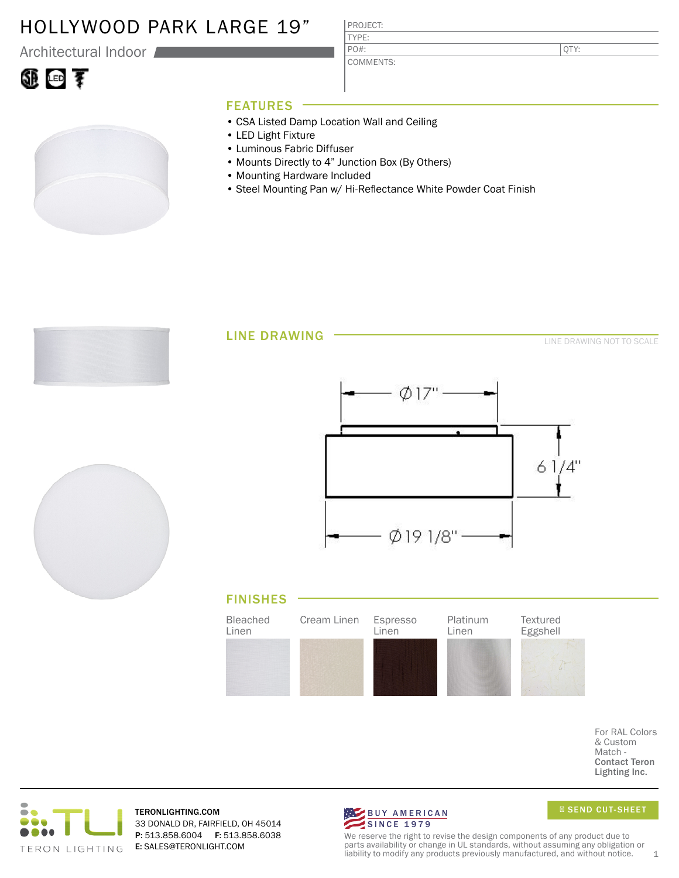# HOLLYWOOD PARK LARGE 19"

Architectural Indoor

| PROJECT: | |
|---|---|
| TYPE: | |
| PO#: | QTY: |
| COMMENTS: | |

## FEATURES

- CSA Listed Damp Location Wall and Ceiling
- LED Light Fixture
- Luminous Fabric Diffuser
- Mounts Directly to 4" Junction Box (By Others)
- Mounting Hardware Included
- Steel Mounting Pan w/ Hi-Reflectance White Powder Coat Finish

## LINE DRAWING

LINE DRAWING NOT TO SCALE

Ø17"

6 1/4"

Ø19 1/8"

## FINISHES

| Bleached Linen | Cream Linen | Espresso Linen | Platinum Linen | Textured Eggshell |
|---|---|---|---|---|

For RAL Colors & Custom Match - **Contact Teron Lighting Inc.**

TERON LIGHTING

**TERONLIGHTING.COM**
33 DONALD DR, FAIRFIELD, OH 45014
**P:** 513.858.6004 **F:** 513.858.6038
**E:** SALES@TERONLIGHT.COM

BUY AMERICAN SINCE 1979

SEND CUT-SHEET

We reserve the right to revise the design components of any product due to parts availability or change in UL standards, without assuming any obligation or liability to modify any products previously manufactured, and without notice.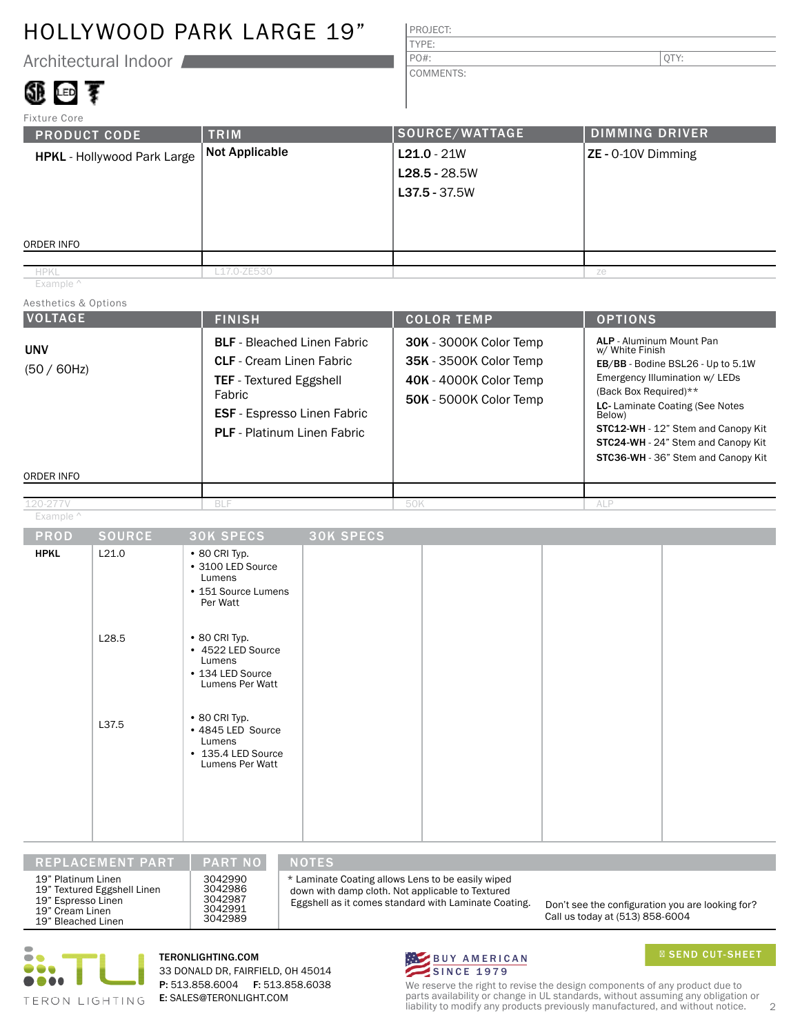# HOLLYWOOD PARK LARGE 19”

Architectural Indoor

| PROJECT: | |
|---|---|
| TYPE: | |
| PO#: | QTY: |
| COMMENTS: | |

Fixture Core

| PRODUCT CODE | TRIM | SOURCE/WATTAGE | DIMMING DRIVER |
|---|---|---|---|
| **HPKL** - Hollywood Park Large | **Not Applicable** | **L21.0** - 21W<br>**L28.5** - 28.5W<br>**L37.5** - 37.5W | **ZE** - 0-10V Dimming |
| ORDER INFO | | | |
| HPKL | L17.0-ZE530 | | ze |

Example ^

Aesthetics & Options

| VOLTAGE | FINISH | COLOR TEMP | OPTIONS |
|---|---|---|---|
| **UNV**<br>(50 / 60Hz) | **BLF** - Bleached Linen Fabric<br>**CLF** - Cream Linen Fabric<br>**TEF** - Textured Eggshell Fabric<br>**ESF** - Espresso Linen Fabric<br>**PLF** - Platinum Linen Fabric | **30K** - 3000K Color Temp<br>**35K** - 3500K Color Temp<br>**40K** - 4000K Color Temp<br>**50K** - 5000K Color Temp | **ALP** - Aluminum Mount Pan w/ White Finish<br>**EB/BB** - Bodine BSL26 - Up to 5.1W Emergency Illumination w/ LEDs (Back Box Required)**<br>**LC**- Laminate Coating (See Notes Below)<br>**STC12-WH** - 12” Stem and Canopy Kit<br>**STC24-WH** - 24” Stem and Canopy Kit<br>**STC36-WH** - 36” Stem and Canopy Kit |
| ORDER INFO | | | |
| 120-277V | BLF | 50K | ALP |

Example ^

| PROD | SOURCE | 30K SPECS | 30K SPECS | | | |
|---|---|---|---|---|---|---|
| **HPKL** | L21.0 | • 80 CRI Typ.<br>• 3100 LED Source Lumens<br>• 151 Source Lumens Per Watt | | | | |
| | L28.5 | • 80 CRI Typ.<br>• 4522 LED Source Lumens<br>• 134 LED Source Lumens Per Watt | | | | |
| | L37.5 | • 80 CRI Typ.<br>• 4845 LED Source Lumens<br>• 135.4 LED Source Lumens Per Watt | | | | |

| REPLACEMENT PART | PART NO |
|---|---|
| 19” Platinum Linen | 3042990 |
| 19” Textured Eggshell Linen | 3042986 |
| 19” Espresso Linen | 3042987 |
| 19” Cream Linen | 3042991 |
| 19” Bleached Linen | 3042989 |

**NOTES**

* Laminate Coating allows Lens to be easily wiped down with damp cloth. Not applicable to Textured Eggshell as it comes standard with Laminate Coating.

Don’t see the configuration you are looking for? Call us today at (513) 858-6004

TERON LIGHTING

**TERONLIGHTING.COM**
33 DONALD DR, FAIRFIELD, OH 45014
**P:** 513.858.6004 **F:** 513.858.6038
**E:** SALES@TERONLIGHT.COM

BUY AMERICAN SINCE 1979

SEND CUT-SHEET

We reserve the right to revise the design components of any product due to parts availability or change in UL standards, without assuming any obligation or liability to modify any products previously manufactured, and without notice.